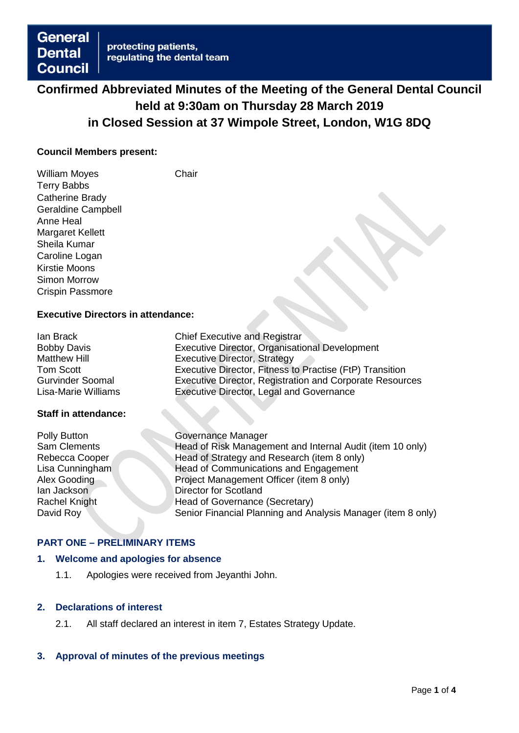**General Dental Council** | protecting patients, regulating the dental team

# Confirmed Abbreviated Minutes of the Meeting of the General Dental Council held at 9:30am on Thursday 28 March 2019 in Closed Session at 37 Wimpole Street, London, W1G 8DQ

**Council Members present:**

| | |
|---|---|
| William Moyes | Chair |
| Terry Babbs | |
| Catherine Brady | |
| Geraldine Campbell | |
| Anne Heal | |
| Margaret Kellett | |
| Sheila Kumar | |
| Caroline Logan | |
| Kirstie Moons | |
| Simon Morrow | |
| Crispin Passmore | |

**Executive Directors in attendance:**

| | |
|---|---|
| Ian Brack | Chief Executive and Registrar |
| Bobby Davis | Executive Director, Organisational Development |
| Matthew Hill | Executive Director, Strategy |
| Tom Scott | Executive Director, Fitness to Practise (FtP) Transition |
| Gurvinder Soomal | Executive Director, Registration and Corporate Resources |
| Lisa-Marie Williams | Executive Director, Legal and Governance |

**Staff in attendance:**

| | |
|---|---|
| Polly Button | Governance Manager |
| Sam Clements | Head of Risk Management and Internal Audit (item 10 only) |
| Rebecca Cooper | Head of Strategy and Research (item 8 only) |
| Lisa Cunningham | Head of Communications and Engagement |
| Alex Gooding | Project Management Officer (item 8 only) |
| Ian Jackson | Director for Scotland |
| Rachel Knight | Head of Governance (Secretary) |
| David Roy | Senior Financial Planning and Analysis Manager (item 8 only) |

## PART ONE – PRELIMINARY ITEMS

### 1. Welcome and apologies for absence

1.1. Apologies were received from Jeyanthi John.

### 2. Declarations of interest

2.1. All staff declared an interest in item 7, Estates Strategy Update.

### 3. Approval of minutes of the previous meetings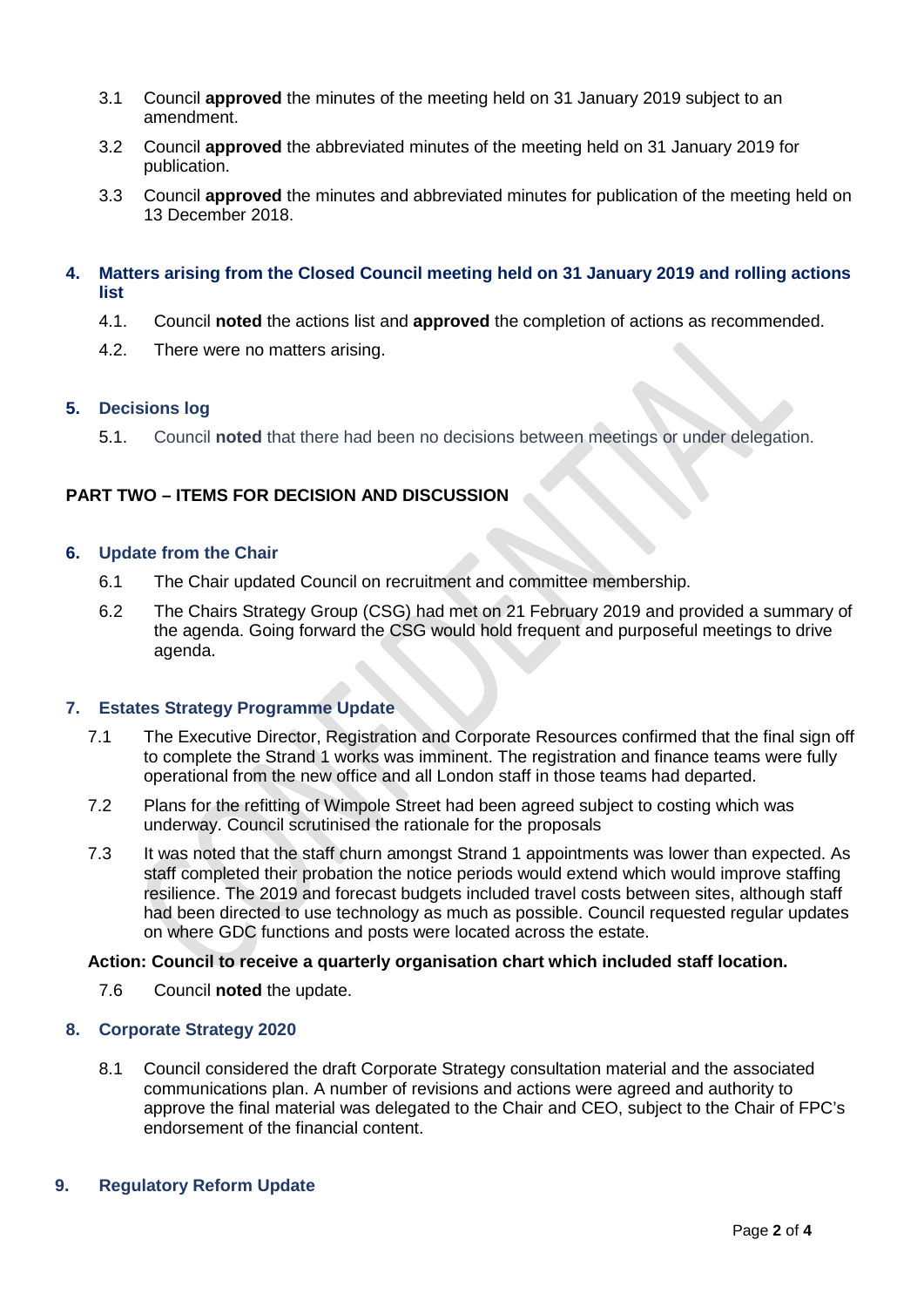3.1 Council **approved** the minutes of the meeting held on 31 January 2019 subject to an amendment.

3.2 Council **approved** the abbreviated minutes of the meeting held on 31 January 2019 for publication.

3.3 Council **approved** the minutes and abbreviated minutes for publication of the meeting held on 13 December 2018.

## 4. Matters arising from the Closed Council meeting held on 31 January 2019 and rolling actions list

4.1. Council **noted** the actions list and **approved** the completion of actions as recommended.

4.2. There were no matters arising.

## 5. Decisions log

5.1. Council **noted** that there had been no decisions between meetings or under delegation.

# PART TWO – ITEMS FOR DECISION AND DISCUSSION

## 6. Update from the Chair

6.1 The Chair updated Council on recruitment and committee membership.

6.2 The Chairs Strategy Group (CSG) had met on 21 February 2019 and provided a summary of the agenda. Going forward the CSG would hold frequent and purposeful meetings to drive agenda.

## 7. Estates Strategy Programme Update

7.1 The Executive Director, Registration and Corporate Resources confirmed that the final sign off to complete the Strand 1 works was imminent. The registration and finance teams were fully operational from the new office and all London staff in those teams had departed.

7.2 Plans for the refitting of Wimpole Street had been agreed subject to costing which was underway. Council scrutinised the rationale for the proposals

7.3 It was noted that the staff churn amongst Strand 1 appointments was lower than expected. As staff completed their probation the notice periods would extend which would improve staffing resilience. The 2019 and forecast budgets included travel costs between sites, although staff had been directed to use technology as much as possible. Council requested regular updates on where GDC functions and posts were located across the estate.

**Action: Council to receive a quarterly organisation chart which included staff location.**

7.6 Council **noted** the update.

## 8. Corporate Strategy 2020

8.1 Council considered the draft Corporate Strategy consultation material and the associated communications plan. A number of revisions and actions were agreed and authority to approve the final material was delegated to the Chair and CEO, subject to the Chair of FPC's endorsement of the financial content.

## 9. Regulatory Reform Update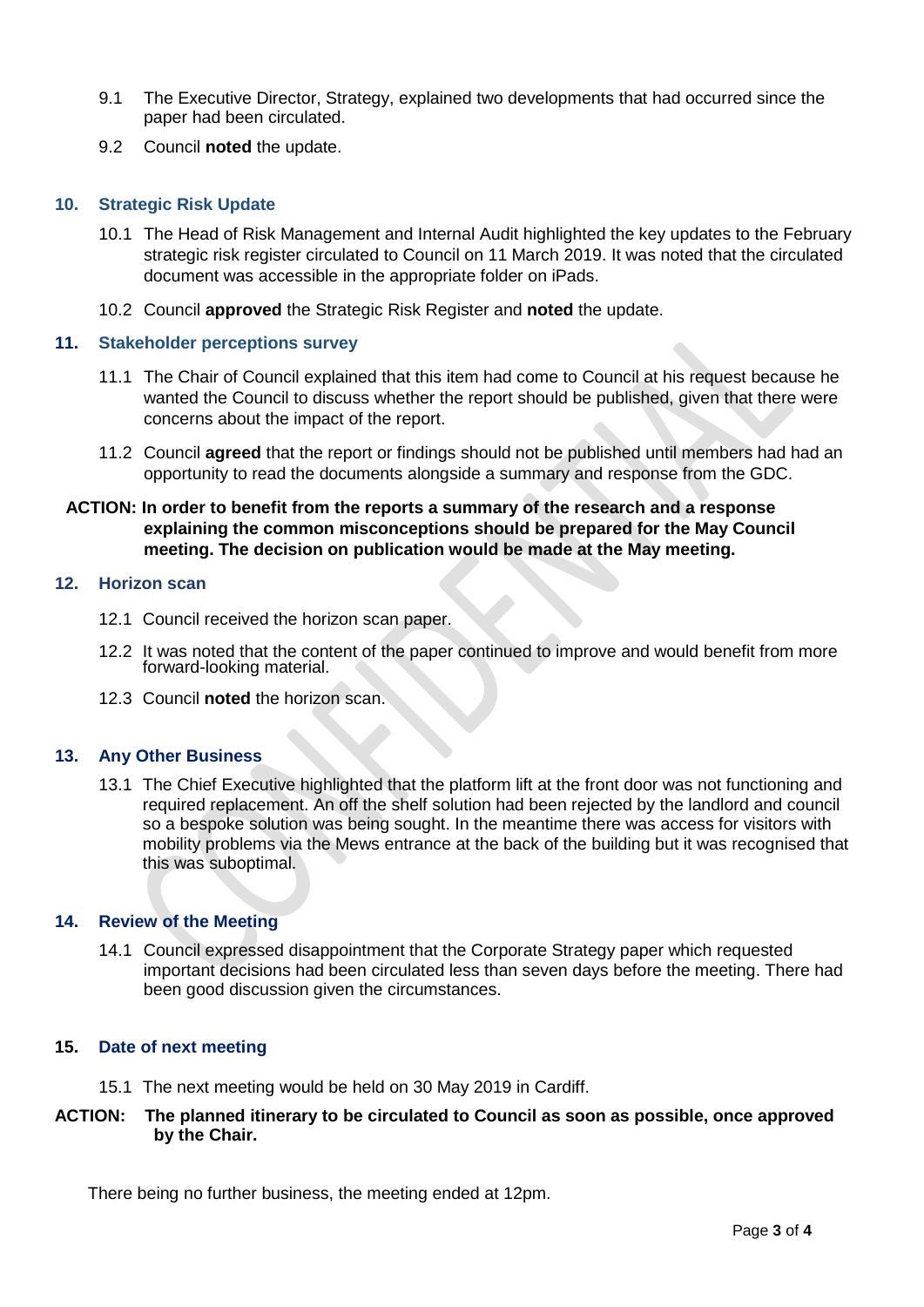9.1 The Executive Director, Strategy, explained two developments that had occurred since the paper had been circulated.

9.2 Council **noted** the update.

## 10. Strategic Risk Update

10.1 The Head of Risk Management and Internal Audit highlighted the key updates to the February strategic risk register circulated to Council on 11 March 2019. It was noted that the circulated document was accessible in the appropriate folder on iPads.

10.2 Council **approved** the Strategic Risk Register and **noted** the update.

## 11. Stakeholder perceptions survey

11.1 The Chair of Council explained that this item had come to Council at his request because he wanted the Council to discuss whether the report should be published, given that there were concerns about the impact of the report.

11.2 Council **agreed** that the report or findings should not be published until members had had an opportunity to read the documents alongside a summary and response from the GDC.

**ACTION: In order to benefit from the reports a summary of the research and a response explaining the common misconceptions should be prepared for the May Council meeting. The decision on publication would be made at the May meeting.**

## 12. Horizon scan

12.1 Council received the horizon scan paper.

12.2 It was noted that the content of the paper continued to improve and would benefit from more forward-looking material.

12.3 Council **noted** the horizon scan.

## 13. Any Other Business

13.1 The Chief Executive highlighted that the platform lift at the front door was not functioning and required replacement. An off the shelf solution had been rejected by the landlord and council so a bespoke solution was being sought. In the meantime there was access for visitors with mobility problems via the Mews entrance at the back of the building but it was recognised that this was suboptimal.

## 14. Review of the Meeting

14.1 Council expressed disappointment that the Corporate Strategy paper which requested important decisions had been circulated less than seven days before the meeting. There had been good discussion given the circumstances.

## 15. Date of next meeting

15.1 The next meeting would be held on 30 May 2019 in Cardiff.

**ACTION: The planned itinerary to be circulated to Council as soon as possible, once approved by the Chair.**

There being no further business, the meeting ended at 12pm.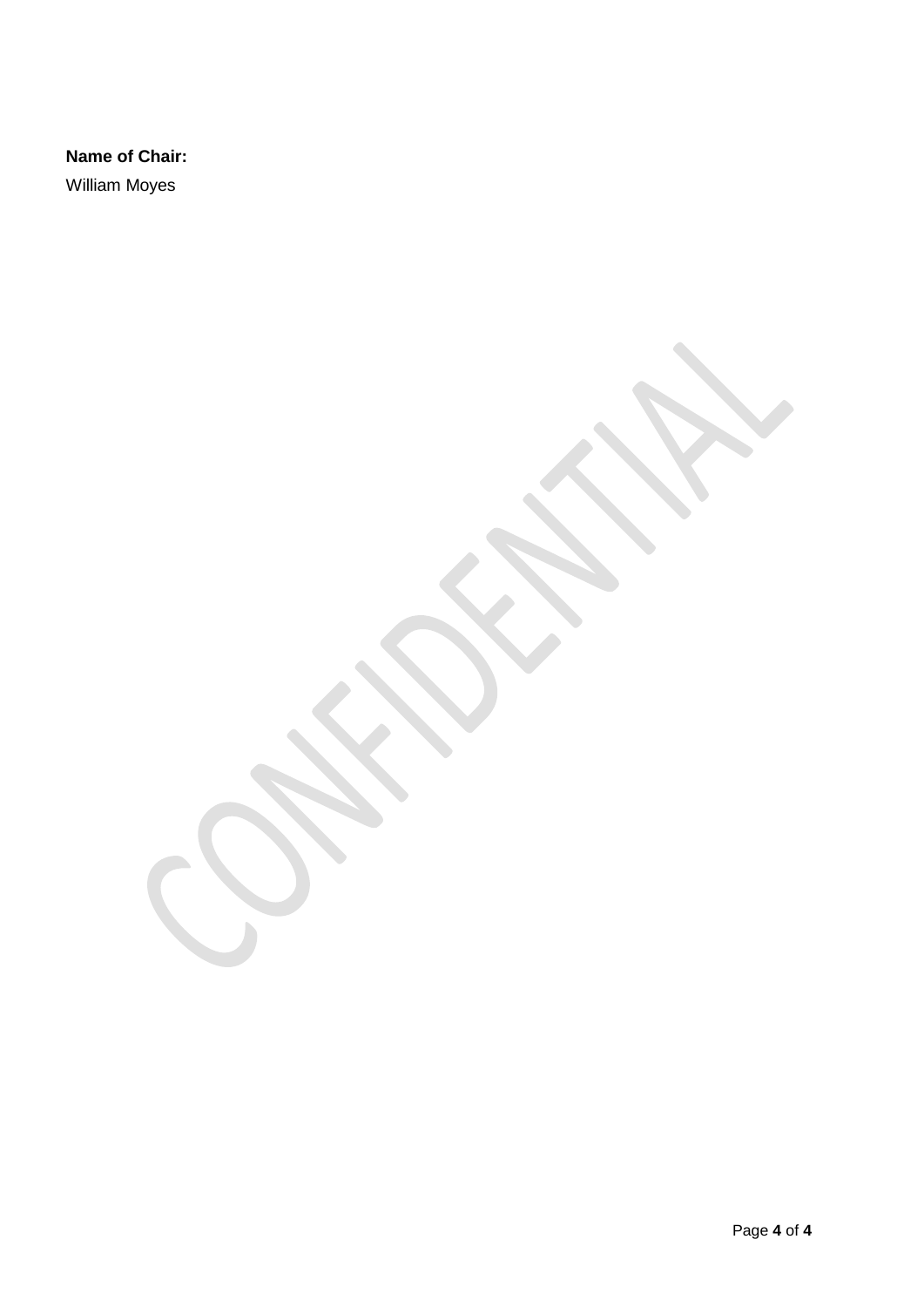**Name of Chair:**

William Moyes